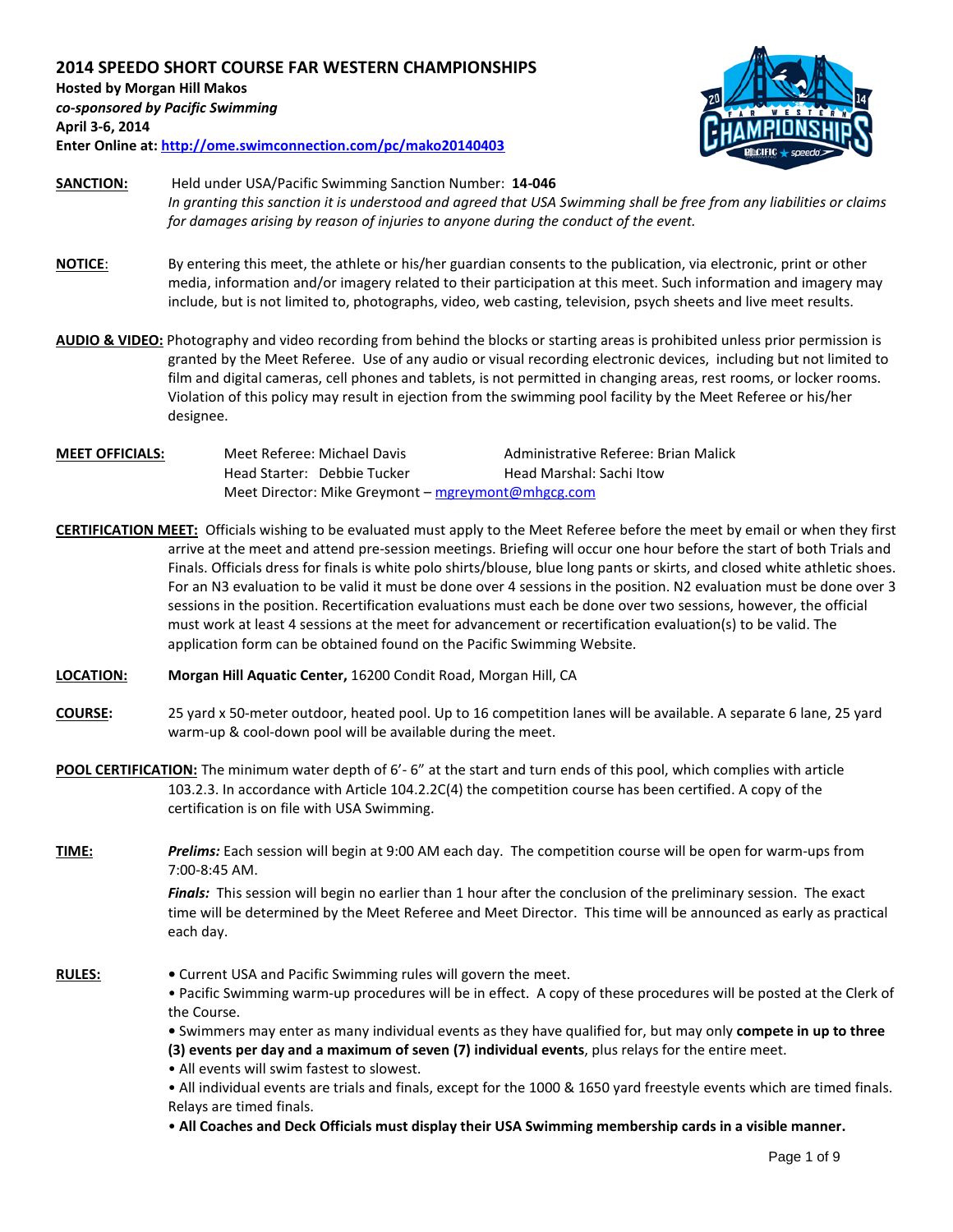# 2014 SPEEDO SHORT COURSE FAR WESTERN CHAMPIONSHIPS

**Hosted by Morgan Hill Makos**
***co-sponsored by Pacific Swimming***
**April 3-6, 2014**
**Enter Online at: http://ome.swimconnection.com/pc/mako20140403**

**SANCTION:** Held under USA/Pacific Swimming Sanction Number: **14-046**
*In granting this sanction it is understood and agreed that USA Swimming shall be free from any liabilities or claims for damages arising by reason of injuries to anyone during the conduct of the event.*

**NOTICE**: By entering this meet, the athlete or his/her guardian consents to the publication, via electronic, print or other media, information and/or imagery related to their participation at this meet. Such information and imagery may include, but is not limited to, photographs, video, web casting, television, psych sheets and live meet results.

**AUDIO & VIDEO:** Photography and video recording from behind the blocks or starting areas is prohibited unless prior permission is granted by the Meet Referee. Use of any audio or visual recording electronic devices, including but not limited to film and digital cameras, cell phones and tablets, is not permitted in changing areas, rest rooms, or locker rooms. Violation of this policy may result in ejection from the swimming pool facility by the Meet Referee or his/her designee.

**MEET OFFICIALS:**
Meet Referee: Michael Davis
Administrative Referee: Brian Malick
Head Starter: Debbie Tucker
Head Marshal: Sachi Itow
Meet Director: Mike Greymont – mgreymont@mhgcg.com

**CERTIFICATION MEET:** Officials wishing to be evaluated must apply to the Meet Referee before the meet by email or when they first arrive at the meet and attend pre-session meetings. Briefing will occur one hour before the start of both Trials and Finals. Officials dress for finals is white polo shirts/blouse, blue long pants or skirts, and closed white athletic shoes. For an N3 evaluation to be valid it must be done over 4 sessions in the position. N2 evaluation must be done over 3 sessions in the position. Recertification evaluations must each be done over two sessions, however, the official must work at least 4 sessions at the meet for advancement or recertification evaluation(s) to be valid. The application form can be obtained found on the Pacific Swimming Website.

**LOCATION:** **Morgan Hill Aquatic Center,** 16200 Condit Road, Morgan Hill, CA

**COURSE:** 25 yard x 50-meter outdoor, heated pool. Up to 16 competition lanes will be available. A separate 6 lane, 25 yard warm-up & cool-down pool will be available during the meet.

**POOL CERTIFICATION:** The minimum water depth of 6'- 6" at the start and turn ends of this pool, which complies with article 103.2.3. In accordance with Article 104.2.2C(4) the competition course has been certified. A copy of the certification is on file with USA Swimming.

**TIME:** ***Prelims:*** Each session will begin at 9:00 AM each day. The competition course will be open for warm-ups from 7:00-8:45 AM.

***Finals:*** This session will begin no earlier than 1 hour after the conclusion of the preliminary session. The exact time will be determined by the Meet Referee and Meet Director. This time will be announced as early as practical each day.

**RULES:**

- Current USA and Pacific Swimming rules will govern the meet.
- Pacific Swimming warm-up procedures will be in effect. A copy of these procedures will be posted at the Clerk of the Course.
- Swimmers may enter as many individual events as they have qualified for, but may only **compete in up to three (3) events per day and a maximum of seven (7) individual events**, plus relays for the entire meet.
- All events will swim fastest to slowest.
- All individual events are trials and finals, except for the 1000 & 1650 yard freestyle events which are timed finals. Relays are timed finals.
- **All Coaches and Deck Officials must display their USA Swimming membership cards in a visible manner.**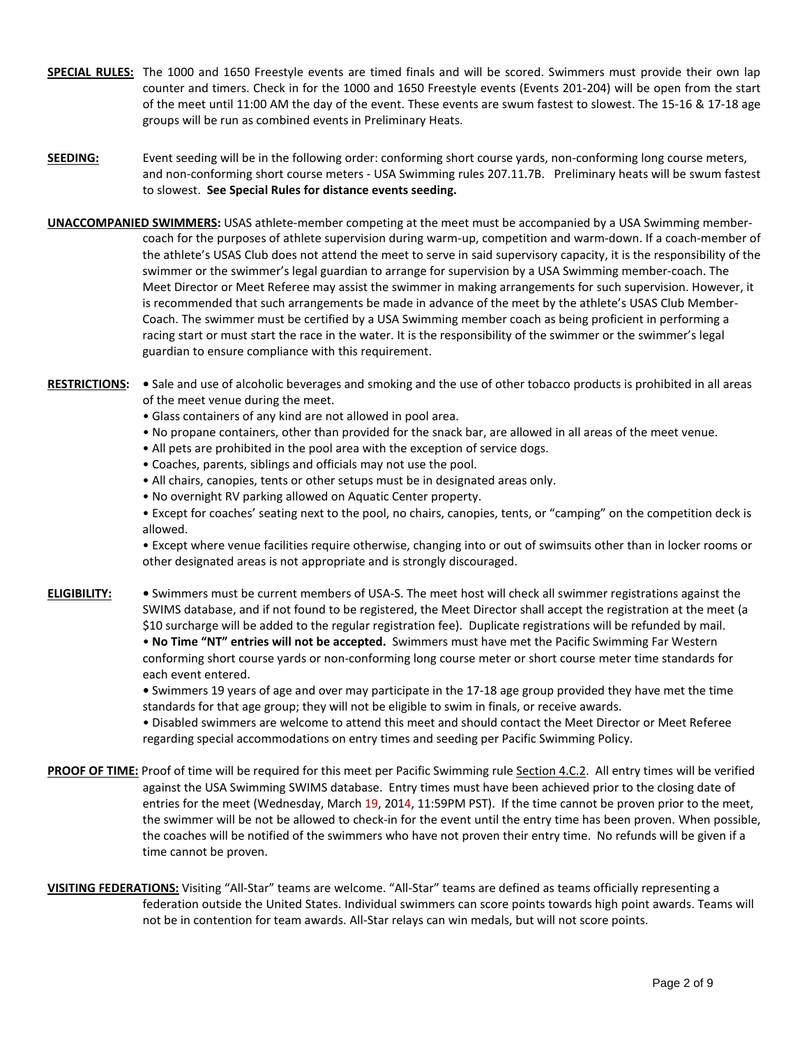**SPECIAL RULES:** The 1000 and 1650 Freestyle events are timed finals and will be scored. Swimmers must provide their own lap counter and timers. Check in for the 1000 and 1650 Freestyle events (Events 201-204) will be open from the start of the meet until 11:00 AM the day of the event. These events are swum fastest to slowest. The 15-16 & 17-18 age groups will be run as combined events in Preliminary Heats.

**SEEDING:** Event seeding will be in the following order: conforming short course yards, non-conforming long course meters, and non-conforming short course meters - USA Swimming rules 207.11.7B. Preliminary heats will be swum fastest to slowest. **See Special Rules for distance events seeding.**

**UNACCOMPANIED SWIMMERS:** USAS athlete-member competing at the meet must be accompanied by a USA Swimming member-coach for the purposes of athlete supervision during warm-up, competition and warm-down. If a coach-member of the athlete's USAS Club does not attend the meet to serve in said supervisory capacity, it is the responsibility of the swimmer or the swimmer's legal guardian to arrange for supervision by a USA Swimming member-coach. The Meet Director or Meet Referee may assist the swimmer in making arrangements for such supervision. However, it is recommended that such arrangements be made in advance of the meet by the athlete's USAS Club Member-Coach. The swimmer must be certified by a USA Swimming member coach as being proficient in performing a racing start or must start the race in the water. It is the responsibility of the swimmer or the swimmer's legal guardian to ensure compliance with this requirement.

**RESTRICTIONS:**

- Sale and use of alcoholic beverages and smoking and the use of other tobacco products is prohibited in all areas of the meet venue during the meet.
- Glass containers of any kind are not allowed in pool area.
- No propane containers, other than provided for the snack bar, are allowed in all areas of the meet venue.
- All pets are prohibited in the pool area with the exception of service dogs.
- Coaches, parents, siblings and officials may not use the pool.
- All chairs, canopies, tents or other setups must be in designated areas only.
- No overnight RV parking allowed on Aquatic Center property.
- Except for coaches' seating next to the pool, no chairs, canopies, tents, or "camping" on the competition deck is allowed.
- Except where venue facilities require otherwise, changing into or out of swimsuits other than in locker rooms or other designated areas is not appropriate and is strongly discouraged.

**ELIGIBILITY:**

- Swimmers must be current members of USA-S. The meet host will check all swimmer registrations against the SWIMS database, and if not found to be registered, the Meet Director shall accept the registration at the meet (a $10 surcharge will be added to the regular registration fee). Duplicate registrations will be refunded by mail.
- **No Time "NT" entries will not be accepted.** Swimmers must have met the Pacific Swimming Far Western conforming short course yards or non-conforming long course meter or short course meter time standards for each event entered.
- Swimmers 19 years of age and over may participate in the 17-18 age group provided they have met the time standards for that age group; they will not be eligible to swim in finals, or receive awards.
- Disabled swimmers are welcome to attend this meet and should contact the Meet Director or Meet Referee regarding special accommodations on entry times and seeding per Pacific Swimming Policy.

**PROOF OF TIME:** Proof of time will be required for this meet per Pacific Swimming rule Section 4.C.2. All entry times will be verified against the USA Swimming SWIMS database. Entry times must have been achieved prior to the closing date of entries for the meet (Wednesday, March 19, 2014, 11:59PM PST). If the time cannot be proven prior to the meet, the swimmer will be not be allowed to check-in for the event until the entry time has been proven. When possible, the coaches will be notified of the swimmers who have not proven their entry time. No refunds will be given if a time cannot be proven.

**VISITING FEDERATIONS:** Visiting "All-Star" teams are welcome. "All-Star" teams are defined as teams officially representing a federation outside the United States. Individual swimmers can score points towards high point awards. Teams will not be in contention for team awards. All-Star relays can win medals, but will not score points.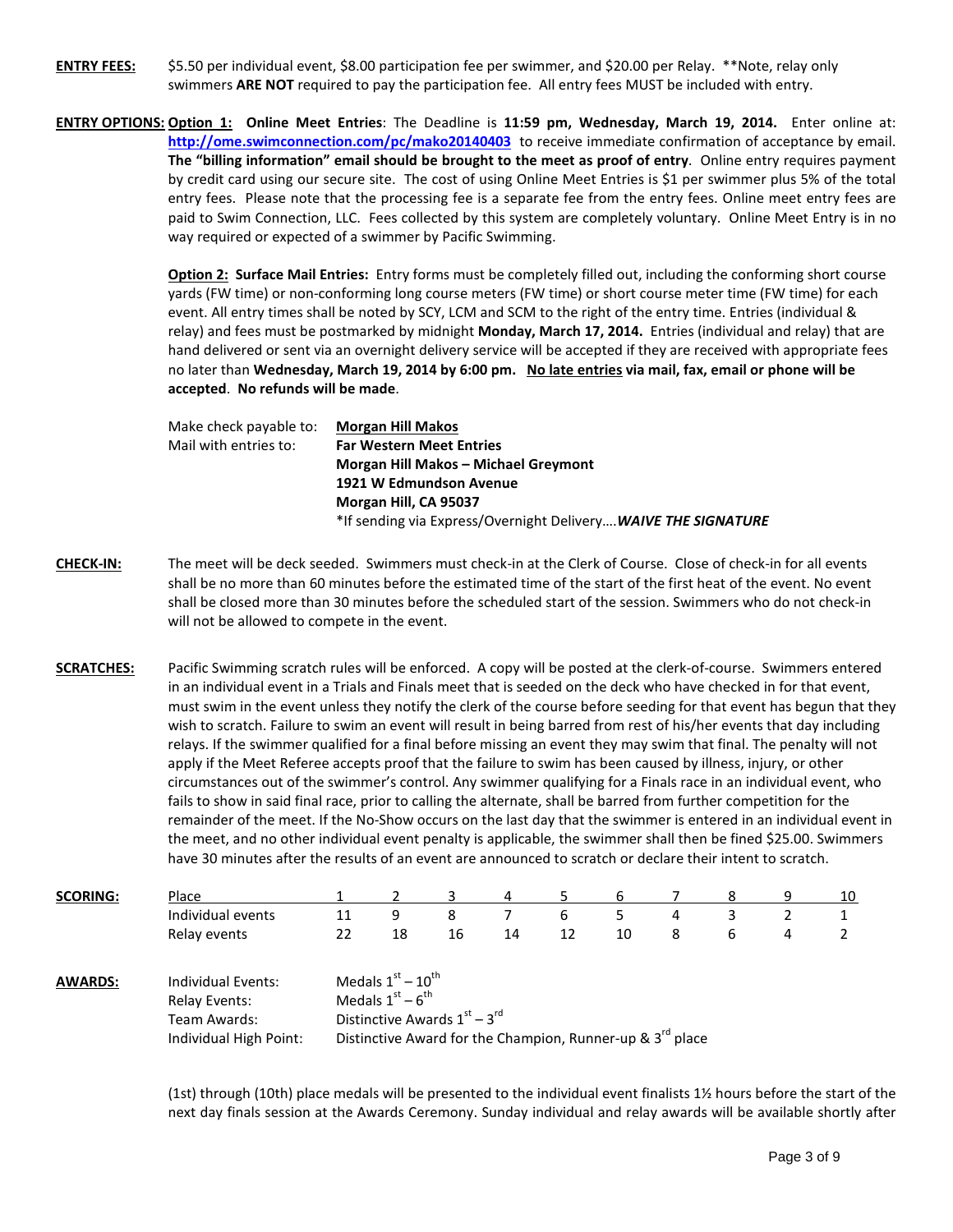**ENTRY FEES:** $5.50 per individual event, $8.00 participation fee per swimmer, and $20.00 per Relay. **Note, relay only swimmers **ARE NOT** required to pay the participation fee. All entry fees MUST be included with entry.

**ENTRY OPTIONS:** **Option 1: Online Meet Entries**: The Deadline is **11:59 pm, Wednesday, March 19, 2014.** Enter online at: **http://ome.swimconnection.com/pc/mako20140403** to receive immediate confirmation of acceptance by email. **The "billing information" email should be brought to the meet as proof of entry**. Online entry requires payment by credit card using our secure site. The cost of using Online Meet Entries is $1 per swimmer plus 5% of the total entry fees. Please note that the processing fee is a separate fee from the entry fees. Online meet entry fees are paid to Swim Connection, LLC. Fees collected by this system are completely voluntary. Online Meet Entry is in no way required or expected of a swimmer by Pacific Swimming.

**Option 2: Surface Mail Entries:** Entry forms must be completely filled out, including the conforming short course yards (FW time) or non-conforming long course meters (FW time) or short course meter time (FW time) for each event. All entry times shall be noted by SCY, LCM and SCM to the right of the entry time. Entries (individual & relay) and fees must be postmarked by midnight **Monday, March 17, 2014.** Entries (individual and relay) that are hand delivered or sent via an overnight delivery service will be accepted if they are received with appropriate fees no later than **Wednesday, March 19, 2014 by 6:00 pm. No late entries via mail, fax, email or phone will be accepted**. **No refunds will be made**.

Make check payable to: **Morgan Hill Makos**

Mail with entries to:
**Far Western Meet Entries**
**Morgan Hill Makos – Michael Greymont**
**1921 W Edmundson Avenue**
**Morgan Hill, CA 95037**
*If sending via Express/Overnight Delivery….***WAIVE THE SIGNATURE***

**CHECK-IN:** The meet will be deck seeded. Swimmers must check-in at the Clerk of Course. Close of check-in for all events shall be no more than 60 minutes before the estimated time of the start of the first heat of the event. No event shall be closed more than 30 minutes before the scheduled start of the session. Swimmers who do not check-in will not be allowed to compete in the event.

**SCRATCHES:** Pacific Swimming scratch rules will be enforced. A copy will be posted at the clerk-of-course. Swimmers entered in an individual event in a Trials and Finals meet that is seeded on the deck who have checked in for that event, must swim in the event unless they notify the clerk of the course before seeding for that event has begun that they wish to scratch. Failure to swim an event will result in being barred from rest of his/her events that day including relays. If the swimmer qualified for a final before missing an event they may swim that final. The penalty will not apply if the Meet Referee accepts proof that the failure to swim has been caused by illness, injury, or other circumstances out of the swimmer's control. Any swimmer qualifying for a Finals race in an individual event, who fails to show in said final race, prior to calling the alternate, shall be barred from further competition for the remainder of the meet. If the No-Show occurs on the last day that the swimmer is entered in an individual event in the meet, and no other individual event penalty is applicable, the swimmer shall then be fined $25.00. Swimmers have 30 minutes after the results of an event are announced to scratch or declare their intent to scratch.

**SCORING:**

| Place | 1 | 2 | 3 | 4 | 5 | 6 | 7 | 8 | 9 | 10 |
|---|---|---|---|---|---|---|---|---|---|---|
| Individual events | 11 | 9 | 8 | 7 | 6 | 5 | 4 | 3 | 2 | 1 |
| Relay events | 22 | 18 | 16 | 14 | 12 | 10 | 8 | 6 | 4 | 2 |

**AWARDS:**

| | |
|---|---|
| Individual Events: | Medals 1st – 10th |
| Relay Events: | Medals 1st – 6th |
| Team Awards: | Distinctive Awards 1st – 3rd |
| Individual High Point: | Distinctive Award for the Champion, Runner-up & 3rd place |

(1st) through (10th) place medals will be presented to the individual event finalists 1½ hours before the start of the next day finals session at the Awards Ceremony. Sunday individual and relay awards will be available shortly after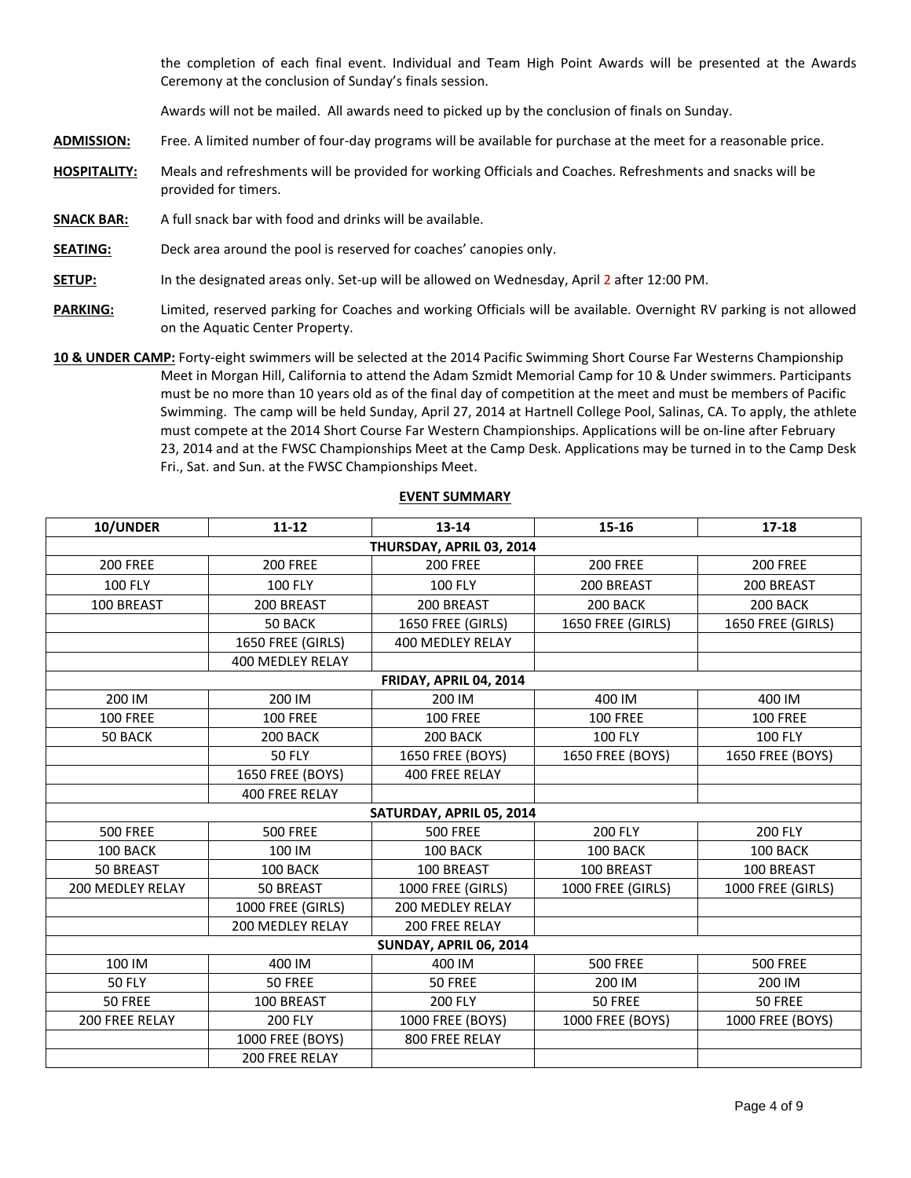the completion of each final event. Individual and Team High Point Awards will be presented at the Awards Ceremony at the conclusion of Sunday's finals session.

Awards will not be mailed. All awards need to picked up by the conclusion of finals on Sunday.

**ADMISSION:** Free. A limited number of four-day programs will be available for purchase at the meet for a reasonable price.

**HOSPITALITY:** Meals and refreshments will be provided for working Officials and Coaches. Refreshments and snacks will be provided for timers.

**SNACK BAR:** A full snack bar with food and drinks will be available.

**SEATING:** Deck area around the pool is reserved for coaches' canopies only.

**SETUP:** In the designated areas only. Set-up will be allowed on Wednesday, April 2 after 12:00 PM.

**PARKING:** Limited, reserved parking for Coaches and working Officials will be available. Overnight RV parking is not allowed on the Aquatic Center Property.

**10 & UNDER CAMP:** Forty-eight swimmers will be selected at the 2014 Pacific Swimming Short Course Far Westerns Championship Meet in Morgan Hill, California to attend the Adam Szmidt Memorial Camp for 10 & Under swimmers. Participants must be no more than 10 years old as of the final day of competition at the meet and must be members of Pacific Swimming. The camp will be held Sunday, April 27, 2014 at Hartnell College Pool, Salinas, CA. To apply, the athlete must compete at the 2014 Short Course Far Western Championships. Applications will be on-line after February 23, 2014 and at the FWSC Championships Meet at the Camp Desk. Applications may be turned in to the Camp Desk Fri., Sat. and Sun. at the FWSC Championships Meet.

**EVENT SUMMARY**

| 10/UNDER | 11-12 | 13-14 | 15-16 | 17-18 |
|---|---|---|---|---|
| **THURSDAY, APRIL 03, 2014** | | | | |
| 200 FREE | 200 FREE | 200 FREE | 200 FREE | 200 FREE |
| 100 FLY | 100 FLY | 100 FLY | 200 BREAST | 200 BREAST |
| 100 BREAST | 200 BREAST | 200 BREAST | 200 BACK | 200 BACK |
| | 50 BACK | 1650 FREE (GIRLS) | 1650 FREE (GIRLS) | 1650 FREE (GIRLS) |
| | 1650 FREE (GIRLS) | 400 MEDLEY RELAY | | |
| | 400 MEDLEY RELAY | | | |
| **FRIDAY, APRIL 04, 2014** | | | | |
| 200 IM | 200 IM | 200 IM | 400 IM | 400 IM |
| 100 FREE | 100 FREE | 100 FREE | 100 FREE | 100 FREE |
| 50 BACK | 200 BACK | 200 BACK | 100 FLY | 100 FLY |
| | 50 FLY | 1650 FREE (BOYS) | 1650 FREE (BOYS) | 1650 FREE (BOYS) |
| | 1650 FREE (BOYS) | 400 FREE RELAY | | |
| | 400 FREE RELAY | | | |
| **SATURDAY, APRIL 05, 2014** | | | | |
| 500 FREE | 500 FREE | 500 FREE | 200 FLY | 200 FLY |
| 100 BACK | 100 IM | 100 BACK | 100 BACK | 100 BACK |
| 50 BREAST | 100 BACK | 100 BREAST | 100 BREAST | 100 BREAST |
| 200 MEDLEY RELAY | 50 BREAST | 1000 FREE (GIRLS) | 1000 FREE (GIRLS) | 1000 FREE (GIRLS) |
| | 1000 FREE (GIRLS) | 200 MEDLEY RELAY | | |
| | 200 MEDLEY RELAY | 200 FREE RELAY | | |
| **SUNDAY, APRIL 06, 2014** | | | | |
| 100 IM | 400 IM | 400 IM | 500 FREE | 500 FREE |
| 50 FLY | 50 FREE | 50 FREE | 200 IM | 200 IM |
| 50 FREE | 100 BREAST | 200 FLY | 50 FREE | 50 FREE |
| 200 FREE RELAY | 200 FLY | 1000 FREE (BOYS) | 1000 FREE (BOYS) | 1000 FREE (BOYS) |
| | 1000 FREE (BOYS) | 800 FREE RELAY | | |
| | 200 FREE RELAY | | | |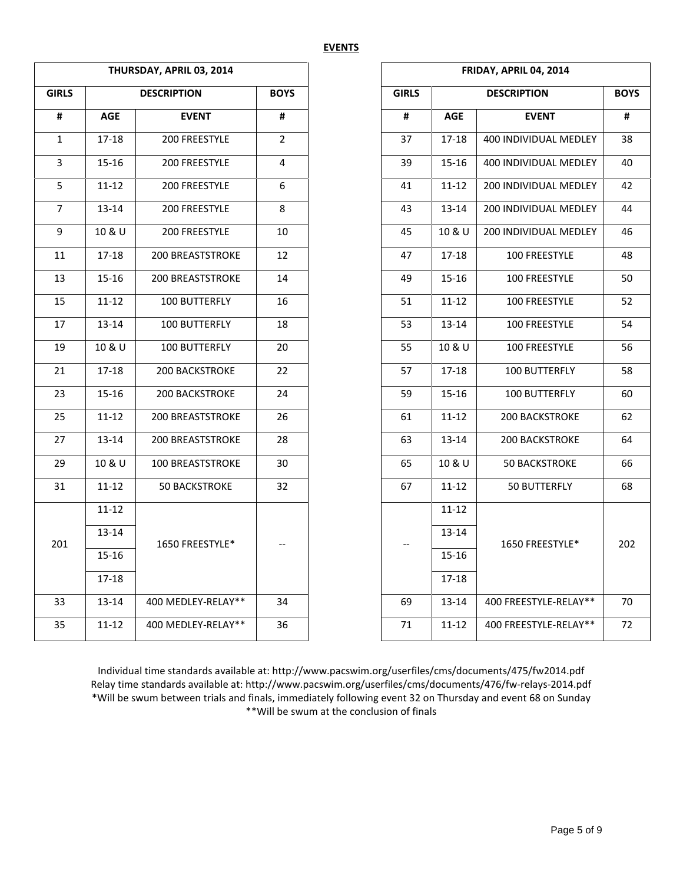**EVENTS**

| THURSDAY, APRIL 03, 2014 | | | |
|---|---|---|---|
| GIRLS | DESCRIPTION | | BOYS |
| # | AGE | EVENT | # |
| 1 | 17-18 | 200 FREESTYLE | 2 |
| 3 | 15-16 | 200 FREESTYLE | 4 |
| 5 | 11-12 | 200 FREESTYLE | 6 |
| 7 | 13-14 | 200 FREESTYLE | 8 |
| 9 | 10 & U | 200 FREESTYLE | 10 |
| 11 | 17-18 | 200 BREASTSTROKE | 12 |
| 13 | 15-16 | 200 BREASTSTROKE | 14 |
| 15 | 11-12 | 100 BUTTERFLY | 16 |
| 17 | 13-14 | 100 BUTTERFLY | 18 |
| 19 | 10 & U | 100 BUTTERFLY | 20 |
| 21 | 17-18 | 200 BACKSTROKE | 22 |
| 23 | 15-16 | 200 BACKSTROKE | 24 |
| 25 | 11-12 | 200 BREASTSTROKE | 26 |
| 27 | 13-14 | 200 BREASTSTROKE | 28 |
| 29 | 10 & U | 100 BREASTSTROKE | 30 |
| 31 | 11-12 | 50 BACKSTROKE | 32 |
| 201 | 11-12<br>13-14<br>15-16<br>17-18 | 1650 FREESTYLE* | -- |
| 33 | 13-14 | 400 MEDLEY-RELAY** | 34 |
| 35 | 11-12 | 400 MEDLEY-RELAY** | 36 |

| FRIDAY, APRIL 04, 2014 | | | |
|---|---|---|---|
| GIRLS | DESCRIPTION | | BOYS |
| # | AGE | EVENT | # |
| 37 | 17-18 | 400 INDIVIDUAL MEDLEY | 38 |
| 39 | 15-16 | 400 INDIVIDUAL MEDLEY | 40 |
| 41 | 11-12 | 200 INDIVIDUAL MEDLEY | 42 |
| 43 | 13-14 | 200 INDIVIDUAL MEDLEY | 44 |
| 45 | 10 & U | 200 INDIVIDUAL MEDLEY | 46 |
| 47 | 17-18 | 100 FREESTYLE | 48 |
| 49 | 15-16 | 100 FREESTYLE | 50 |
| 51 | 11-12 | 100 FREESTYLE | 52 |
| 53 | 13-14 | 100 FREESTYLE | 54 |
| 55 | 10 & U | 100 FREESTYLE | 56 |
| 57 | 17-18 | 100 BUTTERFLY | 58 |
| 59 | 15-16 | 100 BUTTERFLY | 60 |
| 61 | 11-12 | 200 BACKSTROKE | 62 |
| 63 | 13-14 | 200 BACKSTROKE | 64 |
| 65 | 10 & U | 50 BACKSTROKE | 66 |
| 67 | 11-12 | 50 BUTTERFLY | 68 |
| -- | 11-12<br>13-14<br>15-16<br>17-18 | 1650 FREESTYLE* | 202 |
| 69 | 13-14 | 400 FREESTYLE-RELAY** | 70 |
| 71 | 11-12 | 400 FREESTYLE-RELAY** | 72 |

Individual time standards available at: http://www.pacswim.org/userfiles/cms/documents/475/fw2014.pdf
Relay time standards available at: http://www.pacswim.org/userfiles/cms/documents/476/fw-relays-2014.pdf
*Will be swum between trials and finals, immediately following event 32 on Thursday and event 68 on Sunday
**Will be swum at the conclusion of finals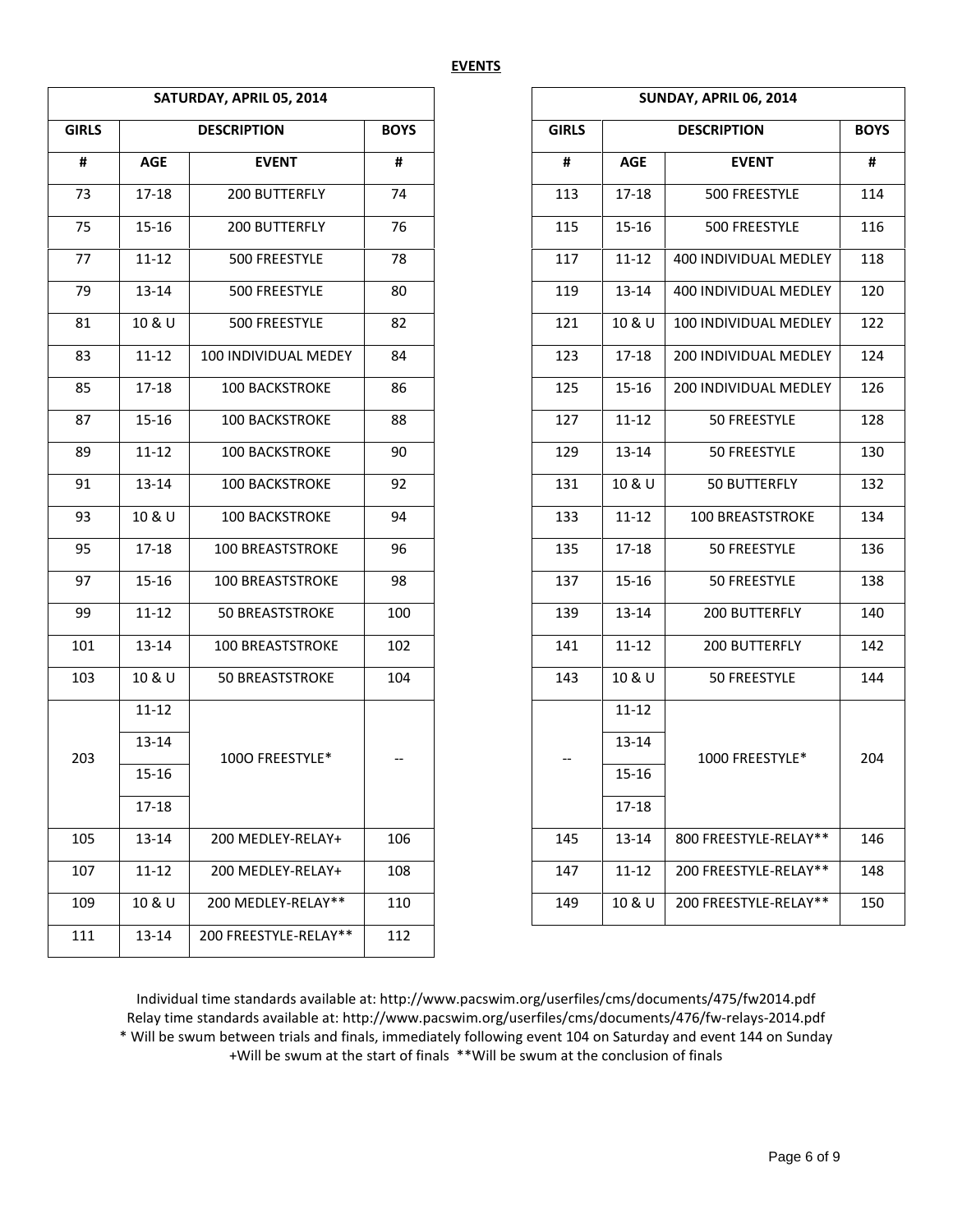## EVENTS

| SATURDAY, APRIL 05, 2014 | | | |
|---|---|---|---|
| GIRLS | DESCRIPTION | | BOYS |
| # | AGE | EVENT | # |
| 73 | 17-18 | 200 BUTTERFLY | 74 |
| 75 | 15-16 | 200 BUTTERFLY | 76 |
| 77 | 11-12 | 500 FREESTYLE | 78 |
| 79 | 13-14 | 500 FREESTYLE | 80 |
| 81 | 10 & U | 500 FREESTYLE | 82 |
| 83 | 11-12 | 100 INDIVIDUAL MEDEY | 84 |
| 85 | 17-18 | 100 BACKSTROKE | 86 |
| 87 | 15-16 | 100 BACKSTROKE | 88 |
| 89 | 11-12 | 100 BACKSTROKE | 90 |
| 91 | 13-14 | 100 BACKSTROKE | 92 |
| 93 | 10 & U | 100 BACKSTROKE | 94 |
| 95 | 17-18 | 100 BREASTSTROKE | 96 |
| 97 | 15-16 | 100 BREASTSTROKE | 98 |
| 99 | 11-12 | 50 BREASTSTROKE | 100 |
| 101 | 13-14 | 100 BREASTSTROKE | 102 |
| 103 | 10 & U | 50 BREASTSTROKE | 104 |
| 203 | 11-12, 13-14, 15-16, 17-18 | 100O FREESTYLE* | -- |
| 105 | 13-14 | 200 MEDLEY-RELAY+ | 106 |
| 107 | 11-12 | 200 MEDLEY-RELAY+ | 108 |
| 109 | 10 & U | 200 MEDLEY-RELAY** | 110 |
| 111 | 13-14 | 200 FREESTYLE-RELAY** | 112 |

| SUNDAY, APRIL 06, 2014 | | | |
|---|---|---|---|
| GIRLS | DESCRIPTION | | BOYS |
| # | AGE | EVENT | # |
| 113 | 17-18 | 500 FREESTYLE | 114 |
| 115 | 15-16 | 500 FREESTYLE | 116 |
| 117 | 11-12 | 400 INDIVIDUAL MEDLEY | 118 |
| 119 | 13-14 | 400 INDIVIDUAL MEDLEY | 120 |
| 121 | 10 & U | 100 INDIVIDUAL MEDLEY | 122 |
| 123 | 17-18 | 200 INDIVIDUAL MEDLEY | 124 |
| 125 | 15-16 | 200 INDIVIDUAL MEDLEY | 126 |
| 127 | 11-12 | 50 FREESTYLE | 128 |
| 129 | 13-14 | 50 FREESTYLE | 130 |
| 131 | 10 & U | 50 BUTTERFLY | 132 |
| 133 | 11-12 | 100 BREASTSTROKE | 134 |
| 135 | 17-18 | 50 FREESTYLE | 136 |
| 137 | 15-16 | 50 FREESTYLE | 138 |
| 139 | 13-14 | 200 BUTTERFLY | 140 |
| 141 | 11-12 | 200 BUTTERFLY | 142 |
| 143 | 10 & U | 50 FREESTYLE | 144 |
| -- | 11-12, 13-14, 15-16, 17-18 | 1000 FREESTYLE* | 204 |
| 145 | 13-14 | 800 FREESTYLE-RELAY** | 146 |
| 147 | 11-12 | 200 FREESTYLE-RELAY** | 148 |
| 149 | 10 & U | 200 FREESTYLE-RELAY** | 150 |

Individual time standards available at: http://www.pacswim.org/userfiles/cms/documents/475/fw2014.pdf
Relay time standards available at: http://www.pacswim.org/userfiles/cms/documents/476/fw-relays-2014.pdf
* Will be swum between trials and finals, immediately following event 104 on Saturday and event 144 on Sunday
+Will be swum at the start of finals **Will be swum at the conclusion of finals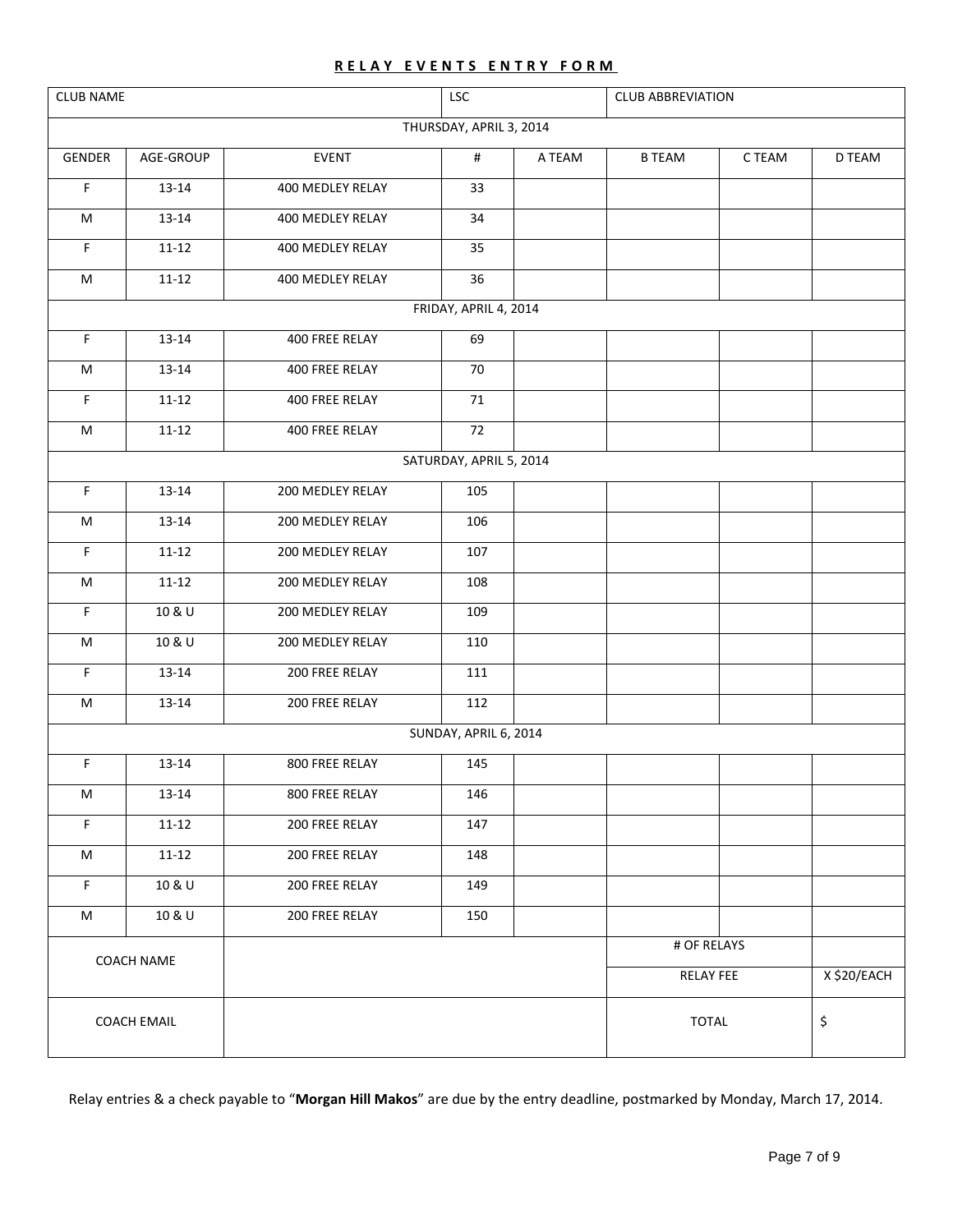**R E L A Y  E V E N T S  E N T R Y  F O R M**

| CLUB NAME | | | LSC | | CLUB ABBREVIATION | | |
|---|---|---|---|---|---|---|---|
| THURSDAY, APRIL 3, 2014 | | | | | | | |
| GENDER | AGE-GROUP | EVENT | # | A TEAM | B TEAM | C TEAM | D TEAM |
| F | 13-14 | 400 MEDLEY RELAY | 33 | | | | |
| M | 13-14 | 400 MEDLEY RELAY | 34 | | | | |
| F | 11-12 | 400 MEDLEY RELAY | 35 | | | | |
| M | 11-12 | 400 MEDLEY RELAY | 36 | | | | |
| FRIDAY, APRIL 4, 2014 | | | | | | | |
| F | 13-14 | 400 FREE RELAY | 69 | | | | |
| M | 13-14 | 400 FREE RELAY | 70 | | | | |
| F | 11-12 | 400 FREE RELAY | 71 | | | | |
| M | 11-12 | 400 FREE RELAY | 72 | | | | |
| SATURDAY, APRIL 5, 2014 | | | | | | | |
| F | 13-14 | 200 MEDLEY RELAY | 105 | | | | |
| M | 13-14 | 200 MEDLEY RELAY | 106 | | | | |
| F | 11-12 | 200 MEDLEY RELAY | 107 | | | | |
| M | 11-12 | 200 MEDLEY RELAY | 108 | | | | |
| F | 10 & U | 200 MEDLEY RELAY | 109 | | | | |
| M | 10 & U | 200 MEDLEY RELAY | 110 | | | | |
| F | 13-14 | 200 FREE RELAY | 111 | | | | |
| M | 13-14 | 200 FREE RELAY | 112 | | | | |
| SUNDAY, APRIL 6, 2014 | | | | | | | |
| F | 13-14 | 800 FREE RELAY | 145 | | | | |
| M | 13-14 | 800 FREE RELAY | 146 | | | | |
| F | 11-12 | 200 FREE RELAY | 147 | | | | |
| M | 11-12 | 200 FREE RELAY | 148 | | | | |
| F | 10 & U | 200 FREE RELAY | 149 | | | | |
| M | 10 & U | 200 FREE RELAY | 150 | | | | |
| COACH NAME | | | | | # OF RELAYS | | |
| | | | | | RELAY FEE | | X $20/EACH |
| COACH EMAIL | | | | | TOTAL | | $ |

Relay entries & a check payable to "**Morgan Hill Makos**" are due by the entry deadline, postmarked by Monday, March 17, 2014.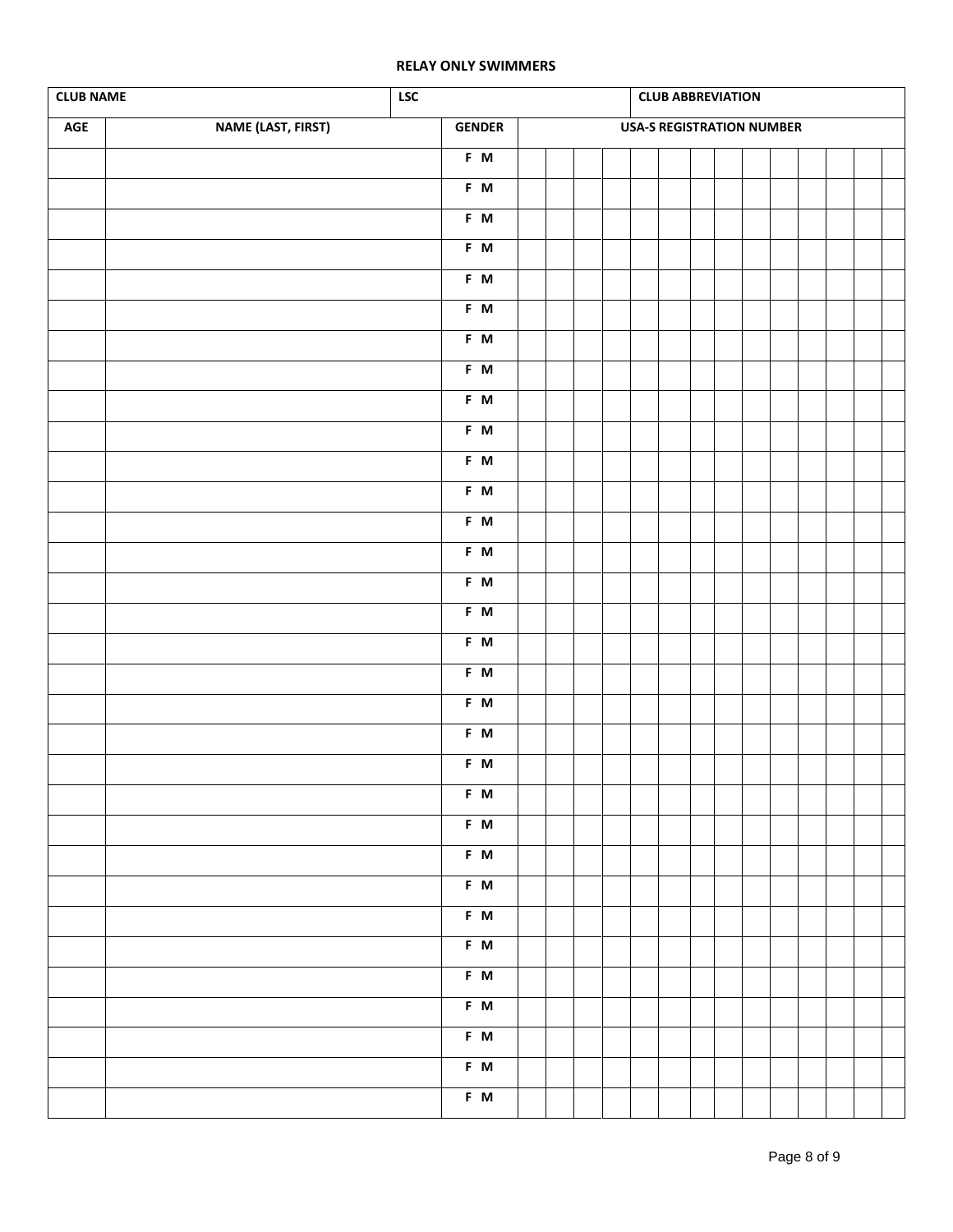# RELAY ONLY SWIMMERS

| CLUB NAME | LSC | CLUB ABBREVIATION |
|---|---|---|
| | | |

| AGE | NAME (LAST, FIRST) | GENDER | USA-S REGISTRATION NUMBER |
|---|---|---|---|
| | | F M | |
| | | F M | |
| | | F M | |
| | | F M | |
| | | F M | |
| | | F M | |
| | | F M | |
| | | F M | |
| | | F M | |
| | | F M | |
| | | F M | |
| | | F M | |
| | | F M | |
| | | F M | |
| | | F M | |
| | | F M | |
| | | F M | |
| | | F M | |
| | | F M | |
| | | F M | |
| | | F M | |
| | | F M | |
| | | F M | |
| | | F M | |
| | | F M | |
| | | F M | |
| | | F M | |
| | | F M | |
| | | F M | |
| | | F M | |
| | | F M | |
| | | F M | |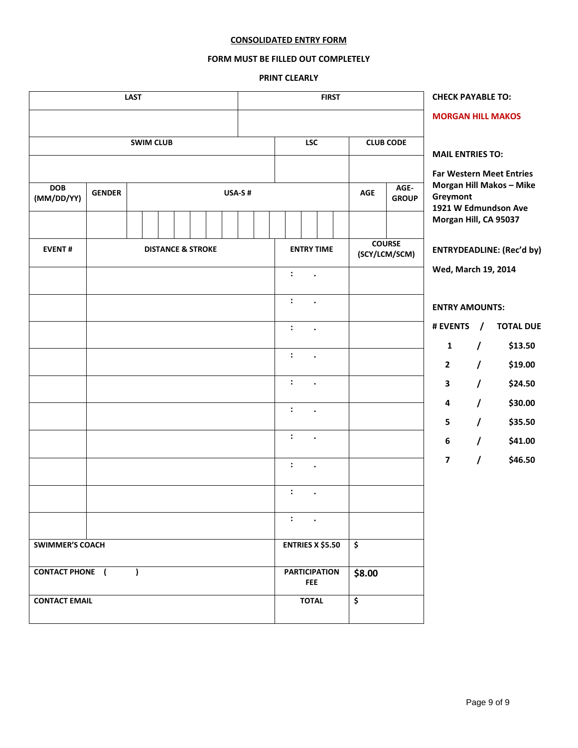**CONSOLIDATED ENTRY FORM**

**FORM MUST BE FILLED OUT COMPLETELY**

**PRINT CLEARLY**

| LAST | | | FIRST | | |
|---|---|---|---|---|---|
| | | | | | |
| SWIM CLUB | | | LSC | CLUB CODE | |
| | | | | | |
| DOB (MM/DD/YY) | GENDER | USA-S # | | AGE | AGE-GROUP |
| | | | | | |
| EVENT # | DISTANCE & STROKE | | ENTRY TIME | COURSE (SCY/LCM/SCM) | |
| | | | : . | | |
| | | | : . | | |
| | | | : . | | |
| | | | : . | | |
| | | | : . | | |
| | | | : . | | |
| | | | : . | | |
| | | | : . | | |
| | | | : . | | |
| | | | : . | | |
| SWIMMER'S COACH | | | ENTRIES X $5.50 | $ | |
| CONTACT PHONE ( ) | | | PARTICIPATION FEE | $8.00 | |
| CONTACT EMAIL | | | TOTAL | $ | |

**CHECK PAYABLE TO:**

**MORGAN HILL MAKOS**

**MAIL ENTRIES TO:**

**Far Western Meet Entries**
**Morgan Hill Makos – Mike Greymont**
**1921 W Edmundson Ave**
**Morgan Hill, CA 95037**

**ENTRYDEADLINE: (Rec'd by)**

**Wed, March 19, 2014**

**ENTRY AMOUNTS:**

| # EVENTS | / | TOTAL DUE |
|---|---|---|
| 1 | / | $13.50 |
| 2 | / | $19.00 |
| 3 | / | $24.50 |
| 4 | / | $30.00 |
| 5 | / | $35.50 |
| 6 | / | $41.00 |
| 7 | / | $46.50 |